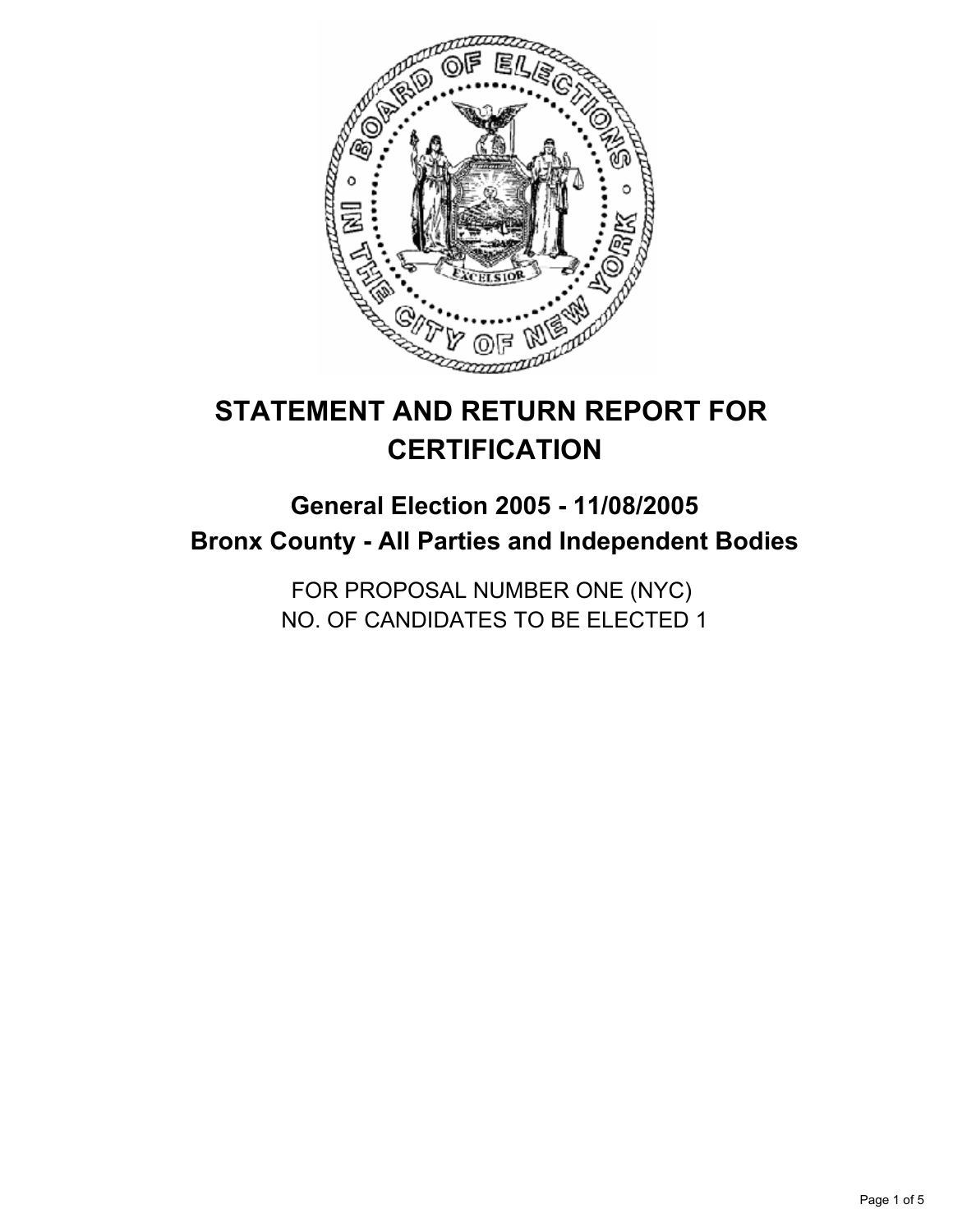# STATEMENT AND RETURN REPORT FOR CERTIFICATION

## General Election 2005 - 11/08/2005
## Bronx County - All Parties and Independent Bodies

FOR PROPOSAL NUMBER ONE (NYC)
NO. OF CANDIDATES TO BE ELECTED 1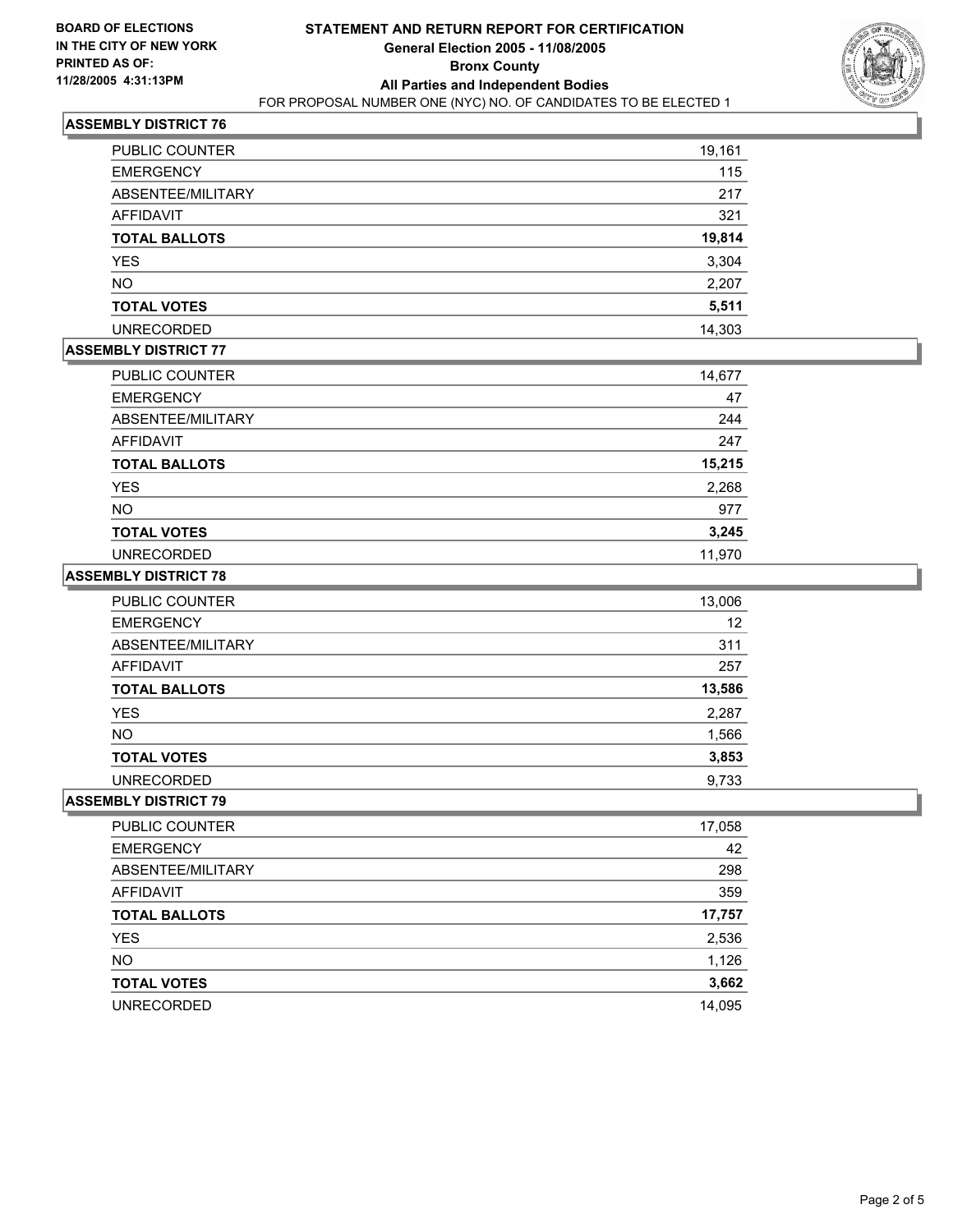**BOARD OF ELECTIONS**
**IN THE CITY OF NEW YORK**
**PRINTED AS OF:**
**11/28/2005 4:31:13PM**

# STATEMENT AND RETURN REPORT FOR CERTIFICATION
## General Election 2005 - 11/08/2005
## Bronx County
## All Parties and Independent Bodies
FOR PROPOSAL NUMBER ONE (NYC) NO. OF CANDIDATES TO BE ELECTED 1

### ASSEMBLY DISTRICT 76

| | |
|---|---|
| PUBLIC COUNTER | 19,161 |
| EMERGENCY | 115 |
| ABSENTEE/MILITARY | 217 |
| AFFIDAVIT | 321 |
| **TOTAL BALLOTS** | **19,814** |
| YES | 3,304 |
| NO | 2,207 |
| **TOTAL VOTES** | **5,511** |
| UNRECORDED | 14,303 |

### ASSEMBLY DISTRICT 77

| | |
|---|---|
| PUBLIC COUNTER | 14,677 |
| EMERGENCY | 47 |
| ABSENTEE/MILITARY | 244 |
| AFFIDAVIT | 247 |
| **TOTAL BALLOTS** | **15,215** |
| YES | 2,268 |
| NO | 977 |
| **TOTAL VOTES** | **3,245** |
| UNRECORDED | 11,970 |

### ASSEMBLY DISTRICT 78

| | |
|---|---|
| PUBLIC COUNTER | 13,006 |
| EMERGENCY | 12 |
| ABSENTEE/MILITARY | 311 |
| AFFIDAVIT | 257 |
| **TOTAL BALLOTS** | **13,586** |
| YES | 2,287 |
| NO | 1,566 |
| **TOTAL VOTES** | **3,853** |
| UNRECORDED | 9,733 |

### ASSEMBLY DISTRICT 79

| | |
|---|---|
| PUBLIC COUNTER | 17,058 |
| EMERGENCY | 42 |
| ABSENTEE/MILITARY | 298 |
| AFFIDAVIT | 359 |
| **TOTAL BALLOTS** | **17,757** |
| YES | 2,536 |
| NO | 1,126 |
| **TOTAL VOTES** | **3,662** |
| UNRECORDED | 14,095 |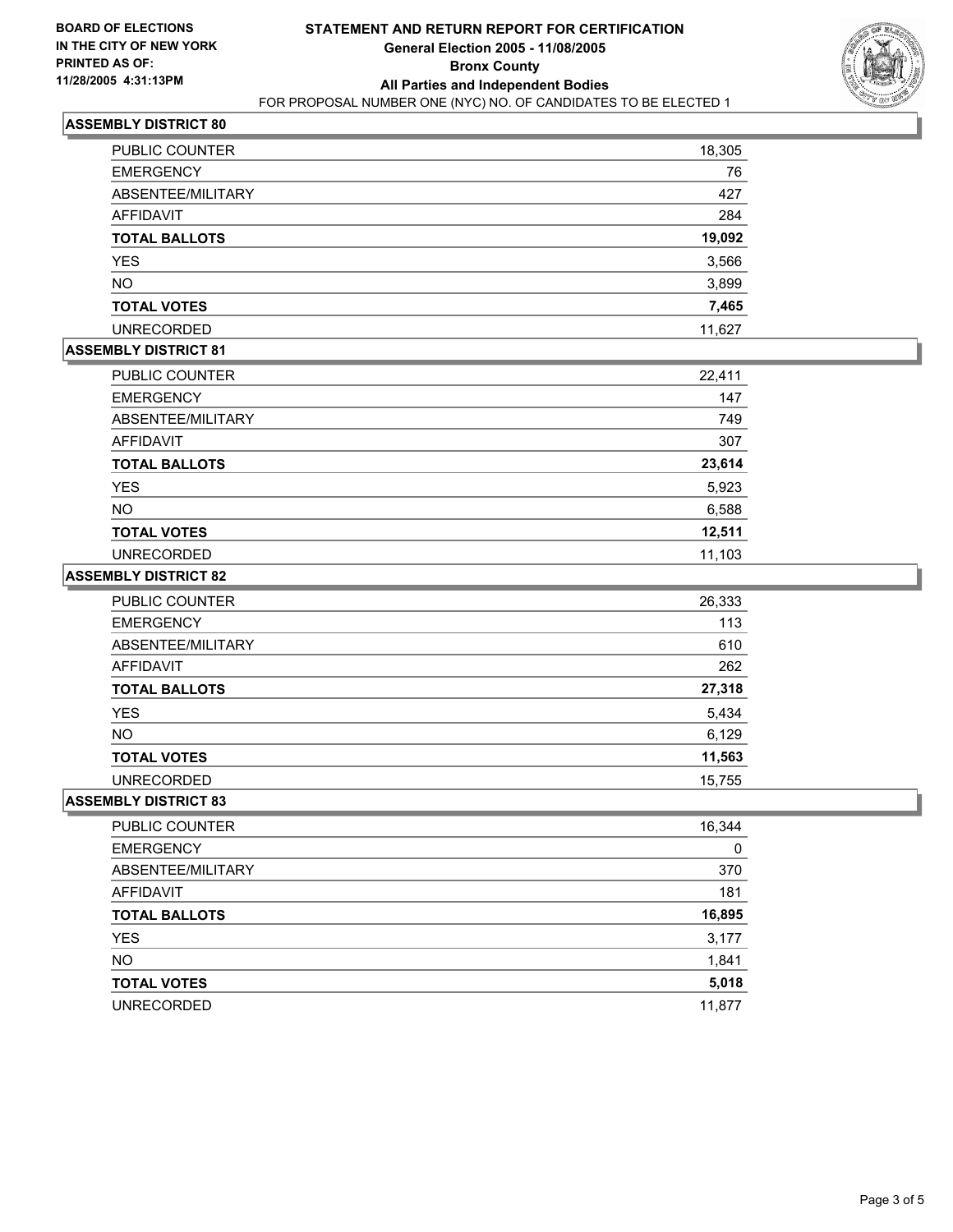**BOARD OF ELECTIONS IN THE CITY OF NEW YORK**
**PRINTED AS OF: 11/28/2005 4:31:13PM**

# STATEMENT AND RETURN REPORT FOR CERTIFICATION
## General Election 2005 - 11/08/2005
## Bronx County
## All Parties and Independent Bodies
FOR PROPOSAL NUMBER ONE (NYC) NO. OF CANDIDATES TO BE ELECTED 1

### ASSEMBLY DISTRICT 80

| | |
|---|---|
| PUBLIC COUNTER | 18,305 |
| EMERGENCY | 76 |
| ABSENTEE/MILITARY | 427 |
| AFFIDAVIT | 284 |
| **TOTAL BALLOTS** | **19,092** |
| YES | 3,566 |
| NO | 3,899 |
| **TOTAL VOTES** | **7,465** |
| UNRECORDED | 11,627 |

### ASSEMBLY DISTRICT 81

| | |
|---|---|
| PUBLIC COUNTER | 22,411 |
| EMERGENCY | 147 |
| ABSENTEE/MILITARY | 749 |
| AFFIDAVIT | 307 |
| **TOTAL BALLOTS** | **23,614** |
| YES | 5,923 |
| NO | 6,588 |
| **TOTAL VOTES** | **12,511** |
| UNRECORDED | 11,103 |

### ASSEMBLY DISTRICT 82

| | |
|---|---|
| PUBLIC COUNTER | 26,333 |
| EMERGENCY | 113 |
| ABSENTEE/MILITARY | 610 |
| AFFIDAVIT | 262 |
| **TOTAL BALLOTS** | **27,318** |
| YES | 5,434 |
| NO | 6,129 |
| **TOTAL VOTES** | **11,563** |
| UNRECORDED | 15,755 |

### ASSEMBLY DISTRICT 83

| | |
|---|---|
| PUBLIC COUNTER | 16,344 |
| EMERGENCY | 0 |
| ABSENTEE/MILITARY | 370 |
| AFFIDAVIT | 181 |
| **TOTAL BALLOTS** | **16,895** |
| YES | 3,177 |
| NO | 1,841 |
| **TOTAL VOTES** | **5,018** |
| UNRECORDED | 11,877 |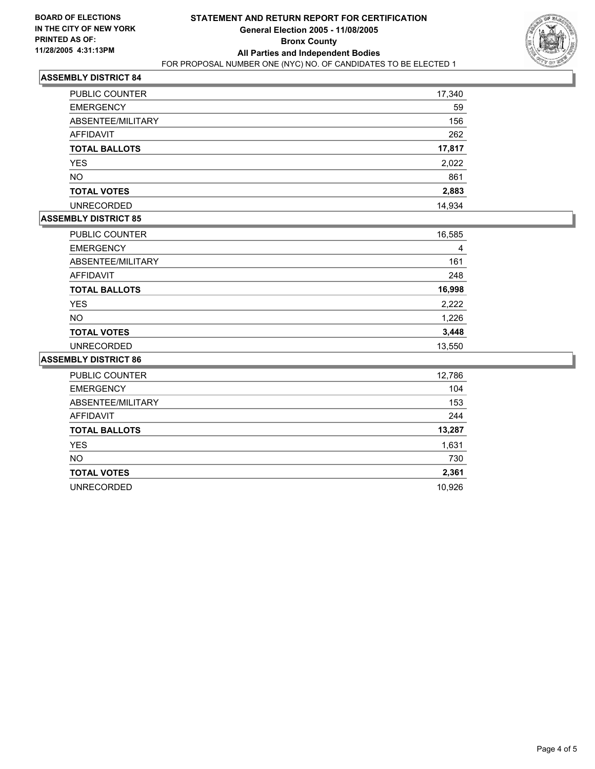BOARD OF ELECTIONS
IN THE CITY OF NEW YORK
PRINTED AS OF:
11/28/2005 4:31:13PM

# STATEMENT AND RETURN REPORT FOR CERTIFICATION

**General Election 2005 - 11/08/2005**
**Bronx County**
**All Parties and Independent Bodies**
FOR PROPOSAL NUMBER ONE (NYC) NO. OF CANDIDATES TO BE ELECTED 1

## ASSEMBLY DISTRICT 84

| | |
|---|---|
| PUBLIC COUNTER | 17,340 |
| EMERGENCY | 59 |
| ABSENTEE/MILITARY | 156 |
| AFFIDAVIT | 262 |
| **TOTAL BALLOTS** | **17,817** |
| YES | 2,022 |
| NO | 861 |
| **TOTAL VOTES** | **2,883** |
| UNRECORDED | 14,934 |

## ASSEMBLY DISTRICT 85

| | |
|---|---|
| PUBLIC COUNTER | 16,585 |
| EMERGENCY | 4 |
| ABSENTEE/MILITARY | 161 |
| AFFIDAVIT | 248 |
| **TOTAL BALLOTS** | **16,998** |
| YES | 2,222 |
| NO | 1,226 |
| **TOTAL VOTES** | **3,448** |
| UNRECORDED | 13,550 |

## ASSEMBLY DISTRICT 86

| | |
|---|---|
| PUBLIC COUNTER | 12,786 |
| EMERGENCY | 104 |
| ABSENTEE/MILITARY | 153 |
| AFFIDAVIT | 244 |
| **TOTAL BALLOTS** | **13,287** |
| YES | 1,631 |
| NO | 730 |
| **TOTAL VOTES** | **2,361** |
| UNRECORDED | 10,926 |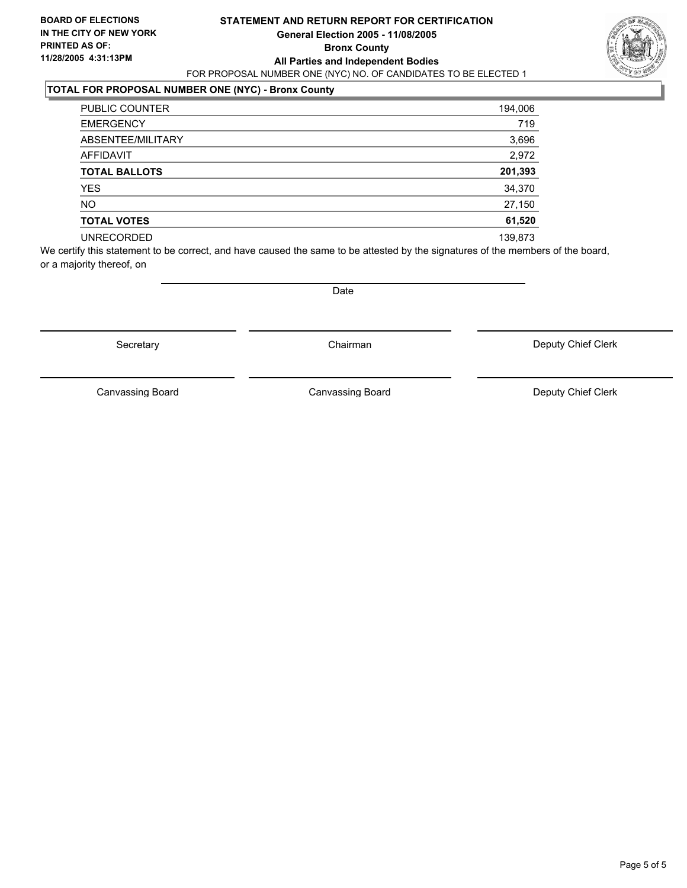**BOARD OF ELECTIONS IN THE CITY OF NEW YORK**
**PRINTED AS OF: 11/28/2005 4:31:13PM**

**STATEMENT AND RETURN REPORT FOR CERTIFICATION**
**General Election 2005 - 11/08/2005**
**Bronx County**
**All Parties and Independent Bodies**
FOR PROPOSAL NUMBER ONE (NYC) NO. OF CANDIDATES TO BE ELECTED 1

## TOTAL FOR PROPOSAL NUMBER ONE (NYC) - Bronx County

| | |
|---|---|
| PUBLIC COUNTER | 194,006 |
| EMERGENCY | 719 |
| ABSENTEE/MILITARY | 3,696 |
| AFFIDAVIT | 2,972 |
| **TOTAL BALLOTS** | **201,393** |
| YES | 34,370 |
| NO | 27,150 |
| **TOTAL VOTES** | **61,520** |
| UNRECORDED | 139,873 |

We certify this statement to be correct, and have caused the same to be attested by the signatures of the members of the board, or a majority thereof, on

Date

Secretary

Chairman

Deputy Chief Clerk

Canvassing Board

Canvassing Board

Deputy Chief Clerk